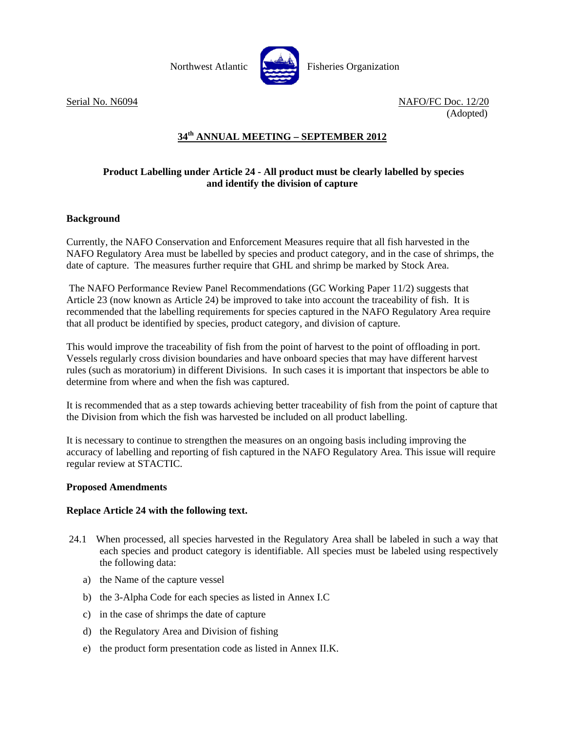Northwest Atlantic Fisheries Organization

Serial No. N6094

NAFO/FC Doc. 12/20
(Adopted)

## 34th ANNUAL MEETING – SEPTEMBER 2012

### Product Labelling under Article 24 - All product must be clearly labelled by species and identify the division of capture

**Background**

Currently, the NAFO Conservation and Enforcement Measures require that all fish harvested in the NAFO Regulatory Area must be labelled by species and product category, and in the case of shrimps, the date of capture. The measures further require that GHL and shrimp be marked by Stock Area.

The NAFO Performance Review Panel Recommendations (GC Working Paper 11/2) suggests that Article 23 (now known as Article 24) be improved to take into account the traceability of fish. It is recommended that the labelling requirements for species captured in the NAFO Regulatory Area require that all product be identified by species, product category, and division of capture.

This would improve the traceability of fish from the point of harvest to the point of offloading in port. Vessels regularly cross division boundaries and have onboard species that may have different harvest rules (such as moratorium) in different Divisions. In such cases it is important that inspectors be able to determine from where and when the fish was captured.

It is recommended that as a step towards achieving better traceability of fish from the point of capture that the Division from which the fish was harvested be included on all product labelling.

It is necessary to continue to strengthen the measures on an ongoing basis including improving the accuracy of labelling and reporting of fish captured in the NAFO Regulatory Area. This issue will require regular review at STACTIC.

**Proposed Amendments**

**Replace Article 24 with the following text.**

24.1 When processed, all species harvested in the Regulatory Area shall be labeled in such a way that each species and product category is identifiable. All species must be labeled using respectively the following data:

a) the Name of the capture vessel

b) the 3-Alpha Code for each species as listed in Annex I.C

c) in the case of shrimps the date of capture

d) the Regulatory Area and Division of fishing

e) the product form presentation code as listed in Annex II.K.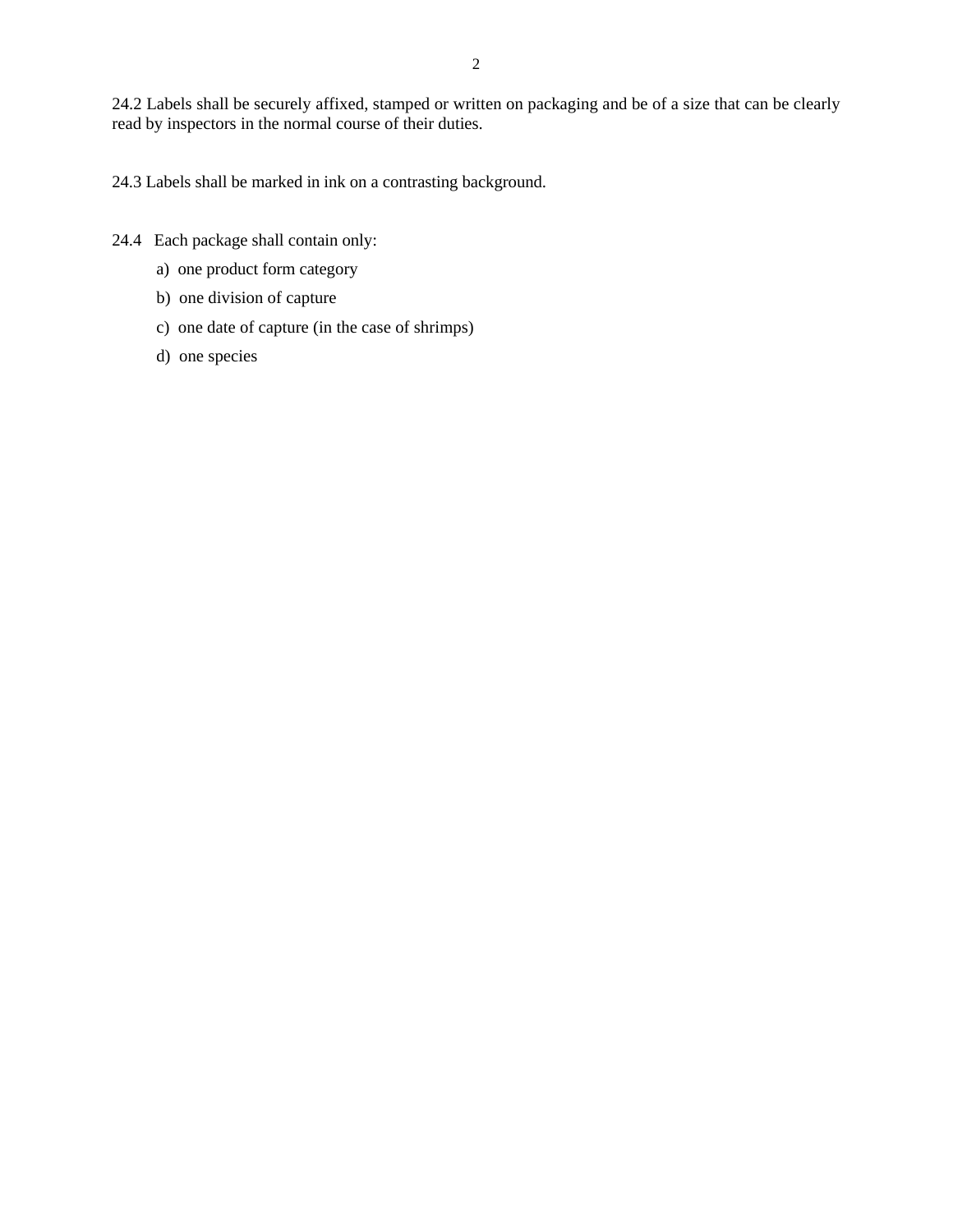24.2 Labels shall be securely affixed, stamped or written on packaging and be of a size that can be clearly read by inspectors in the normal course of their duties.

24.3 Labels shall be marked in ink on a contrasting background.

24.4 Each package shall contain only:

a) one product form category

b) one division of capture

c) one date of capture (in the case of shrimps)

d) one species